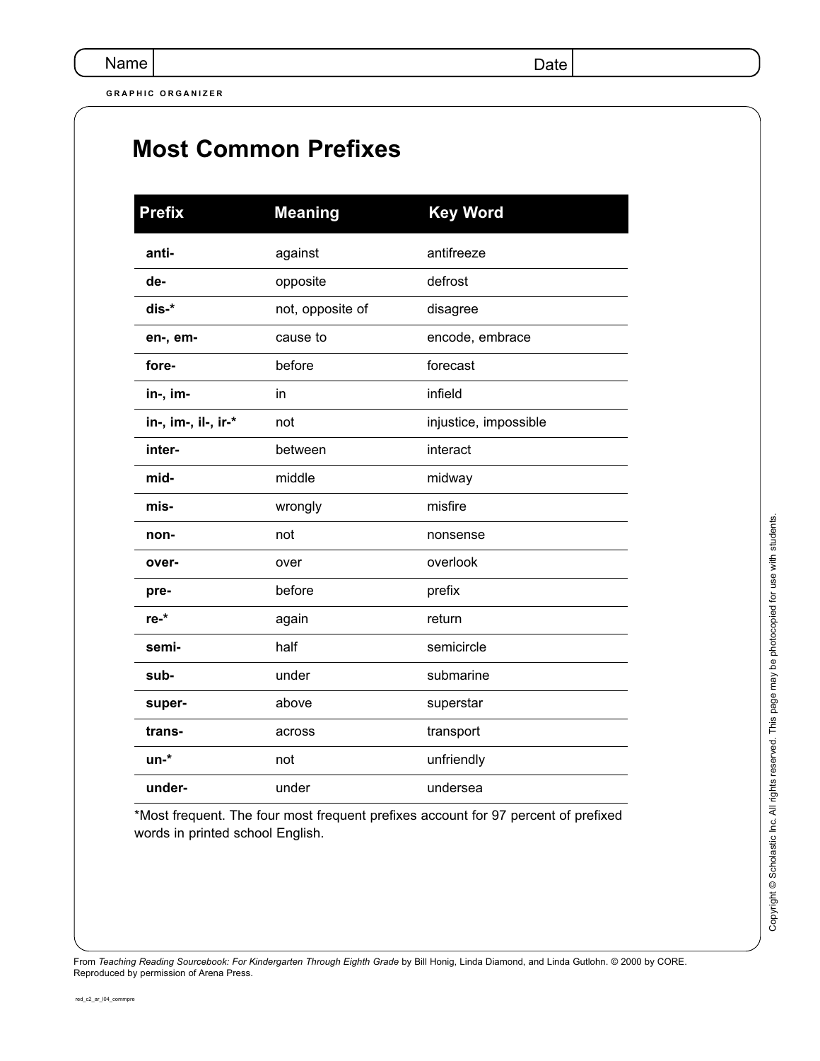Name | Date

GRAPHIC ORGANIZER

# Most Common Prefixes

| Prefix | Meaning | Key Word |
|---|---|---|
| **anti-** | against | antifreeze |
| **de-** | opposite | defrost |
| **dis-*** | not, opposite of | disagree |
| **en-, em-** | cause to | encode, embrace |
| **fore-** | before | forecast |
| **in-, im-** | in | infield |
| **in-, im-, il-, ir-*** | not | injustice, impossible |
| **inter-** | between | interact |
| **mid-** | middle | midway |
| **mis-** | wrongly | misfire |
| **non-** | not | nonsense |
| **over-** | over | overlook |
| **pre-** | before | prefix |
| **re-*** | again | return |
| **semi-** | half | semicircle |
| **sub-** | under | submarine |
| **super-** | above | superstar |
| **trans-** | across | transport |
| **un-*** | not | unfriendly |
| **under-** | under | undersea |

*Most frequent. The four most frequent prefixes account for 97 percent of prefixed words in printed school English.

Copyright © Scholastic Inc. All rights reserved. This page may be photocopied for use with students.

From *Teaching Reading Sourcebook: For Kindergarten Through Eighth Grade* by Bill Honig, Linda Diamond, and Linda Gutlohn. © 2000 by CORE. Reproduced by permission of Arena Press.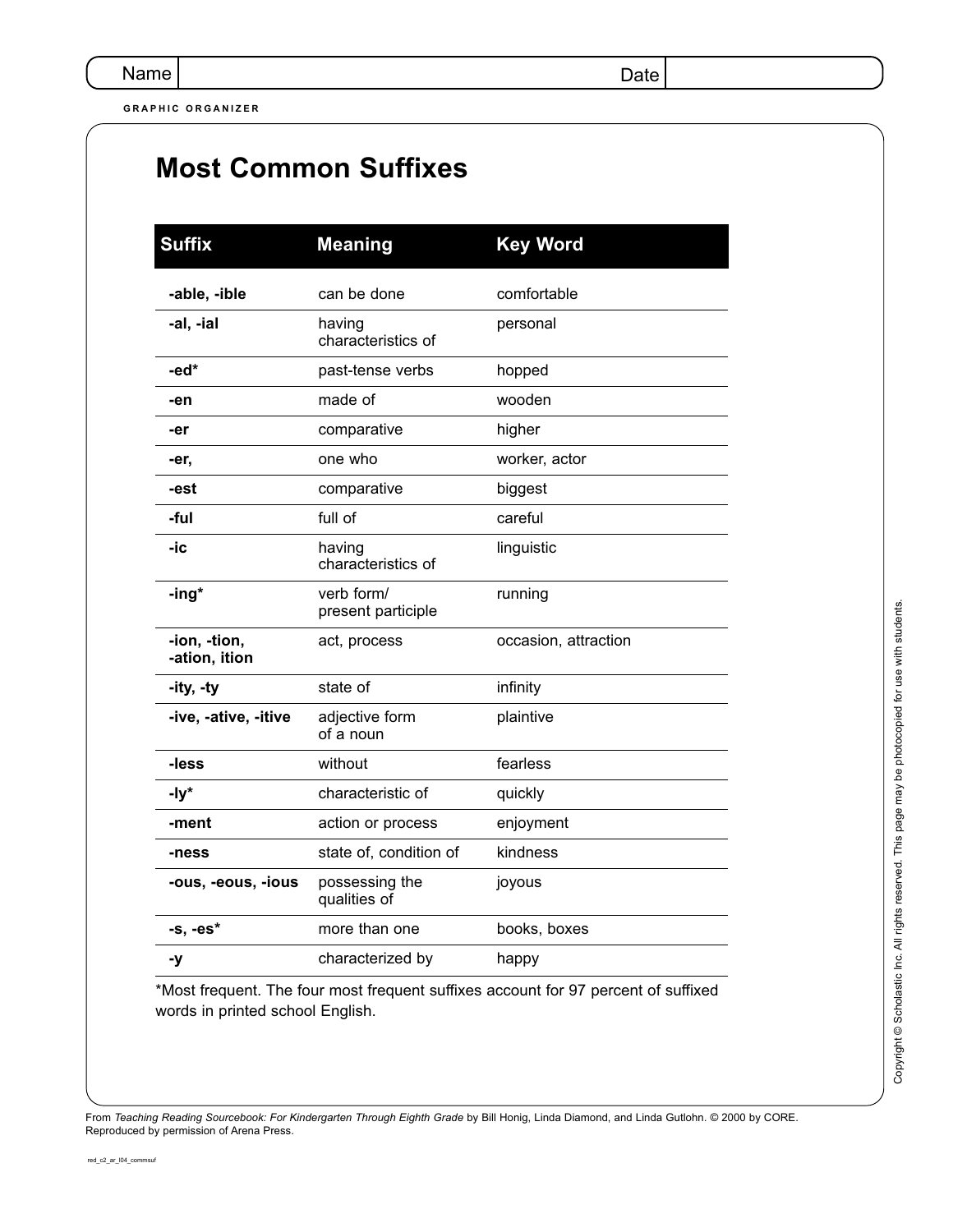Name | Date

GRAPHIC ORGANIZER

# Most Common Suffixes

| Suffix | Meaning | Key Word |
|---|---|---|
| **-able, -ible** | can be done | comfortable |
| **-al, -ial** | having characteristics of | personal |
| **-ed*** | past-tense verbs | hopped |
| **-en** | made of | wooden |
| **-er** | comparative | higher |
| **-er,** | one who | worker, actor |
| **-est** | comparative | biggest |
| **-ful** | full of | careful |
| **-ic** | having characteristics of | linguistic |
| **-ing*** | verb form/ present participle | running |
| **-ion, -tion, -ation, ition** | act, process | occasion, attraction |
| **-ity, -ty** | state of | infinity |
| **-ive, -ative, -itive** | adjective form of a noun | plaintive |
| **-less** | without | fearless |
| **-ly*** | characteristic of | quickly |
| **-ment** | action or process | enjoyment |
| **-ness** | state of, condition of | kindness |
| **-ous, -eous, -ious** | possessing the qualities of | joyous |
| **-s, -es*** | more than one | books, boxes |
| **-y** | characterized by | happy |

*Most frequent. The four most frequent suffixes account for 97 percent of suffixed words in printed school English.

From *Teaching Reading Sourcebook: For Kindergarten Through Eighth Grade* by Bill Honig, Linda Diamond, and Linda Gutlohn. © 2000 by CORE. Reproduced by permission of Arena Press.

Copyright © Scholastic Inc. All rights reserved. This page may be photocopied for use with students.